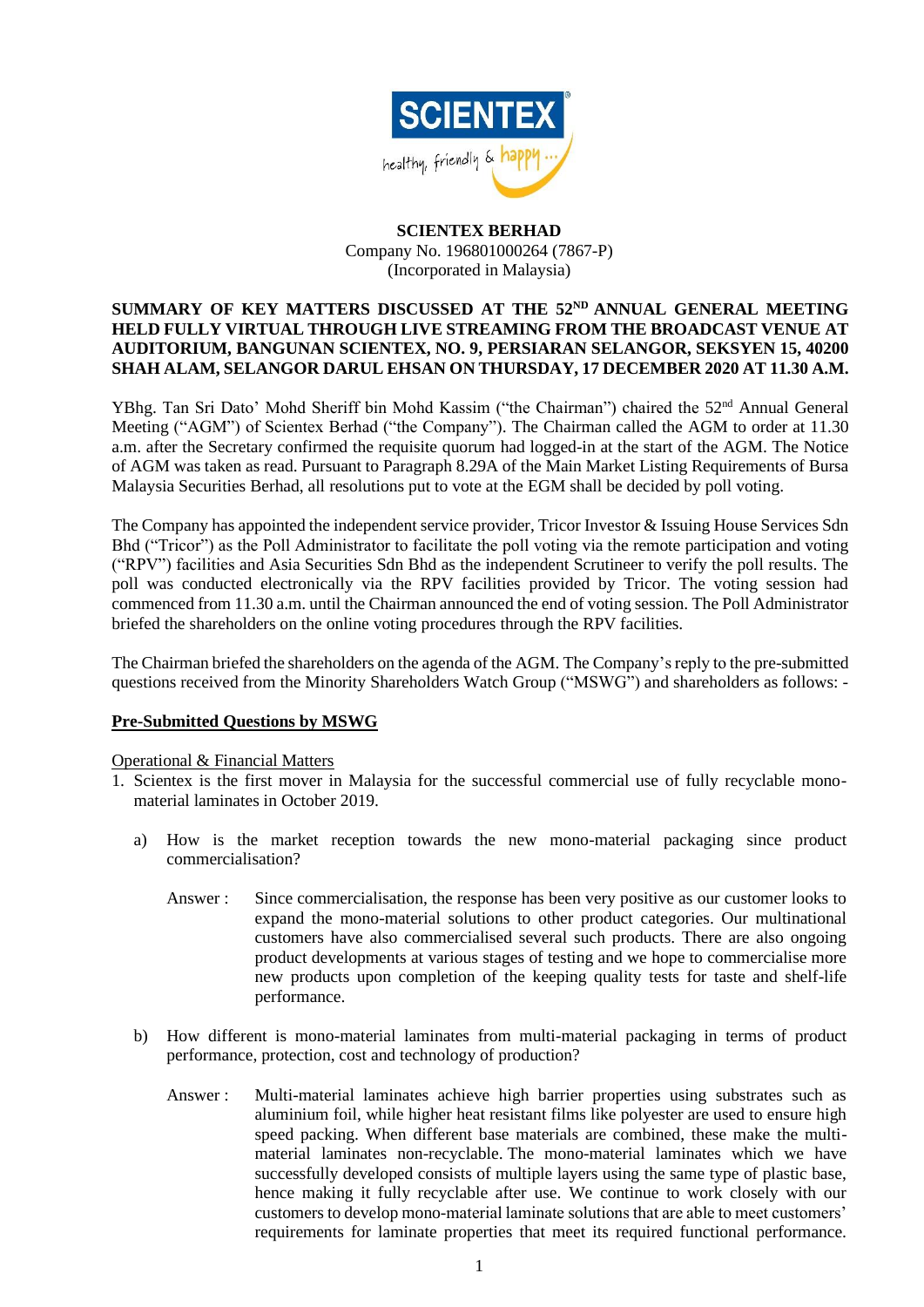**SCIENTEX BERHAD**
Company No. 196801000264 (7867-P)
(Incorporated in Malaysia)

**SUMMARY OF KEY MATTERS DISCUSSED AT THE 52ND ANNUAL GENERAL MEETING HELD FULLY VIRTUAL THROUGH LIVE STREAMING FROM THE BROADCAST VENUE AT AUDITORIUM, BANGUNAN SCIENTEX, NO. 9, PERSIARAN SELANGOR, SEKSYEN 15, 40200 SHAH ALAM, SELANGOR DARUL EHSAN ON THURSDAY, 17 DECEMBER 2020 AT 11.30 A.M.**

YBhg. Tan Sri Dato' Mohd Sheriff bin Mohd Kassim ("the Chairman") chaired the 52nd Annual General Meeting ("AGM") of Scientex Berhad ("the Company"). The Chairman called the AGM to order at 11.30 a.m. after the Secretary confirmed the requisite quorum had logged-in at the start of the AGM. The Notice of AGM was taken as read. Pursuant to Paragraph 8.29A of the Main Market Listing Requirements of Bursa Malaysia Securities Berhad, all resolutions put to vote at the EGM shall be decided by poll voting.

The Company has appointed the independent service provider, Tricor Investor & Issuing House Services Sdn Bhd ("Tricor") as the Poll Administrator to facilitate the poll voting via the remote participation and voting ("RPV") facilities and Asia Securities Sdn Bhd as the independent Scrutineer to verify the poll results. The poll was conducted electronically via the RPV facilities provided by Tricor. The voting session had commenced from 11.30 a.m. until the Chairman announced the end of voting session. The Poll Administrator briefed the shareholders on the online voting procedures through the RPV facilities.

The Chairman briefed the shareholders on the agenda of the AGM. The Company's reply to the pre-submitted questions received from the Minority Shareholders Watch Group ("MSWG") and shareholders as follows: -

**<u>Pre-Submitted Questions by MSWG</u>**

<u>Operational & Financial Matters</u>

1. Scientex is the first mover in Malaysia for the successful commercial use of fully recyclable mono-material laminates in October 2019.

   a) How is the market reception towards the new mono-material packaging since product commercialisation?

      Answer : Since commercialisation, the response has been very positive as our customer looks to expand the mono-material solutions to other product categories. Our multinational customers have also commercialised several such products. There are also ongoing product developments at various stages of testing and we hope to commercialise more new products upon completion of the keeping quality tests for taste and shelf-life performance.

   b) How different is mono-material laminates from multi-material packaging in terms of product performance, protection, cost and technology of production?

      Answer : Multi-material laminates achieve high barrier properties using substrates such as aluminium foil, while higher heat resistant films like polyester are used to ensure high speed packing. When different base materials are combined, these make the multi-material laminates non-recyclable. The mono-material laminates which we have successfully developed consists of multiple layers using the same type of plastic base, hence making it fully recyclable after use. We continue to work closely with our customers to develop mono-material laminate solutions that are able to meet customers' requirements for laminate properties that meet its required functional performance.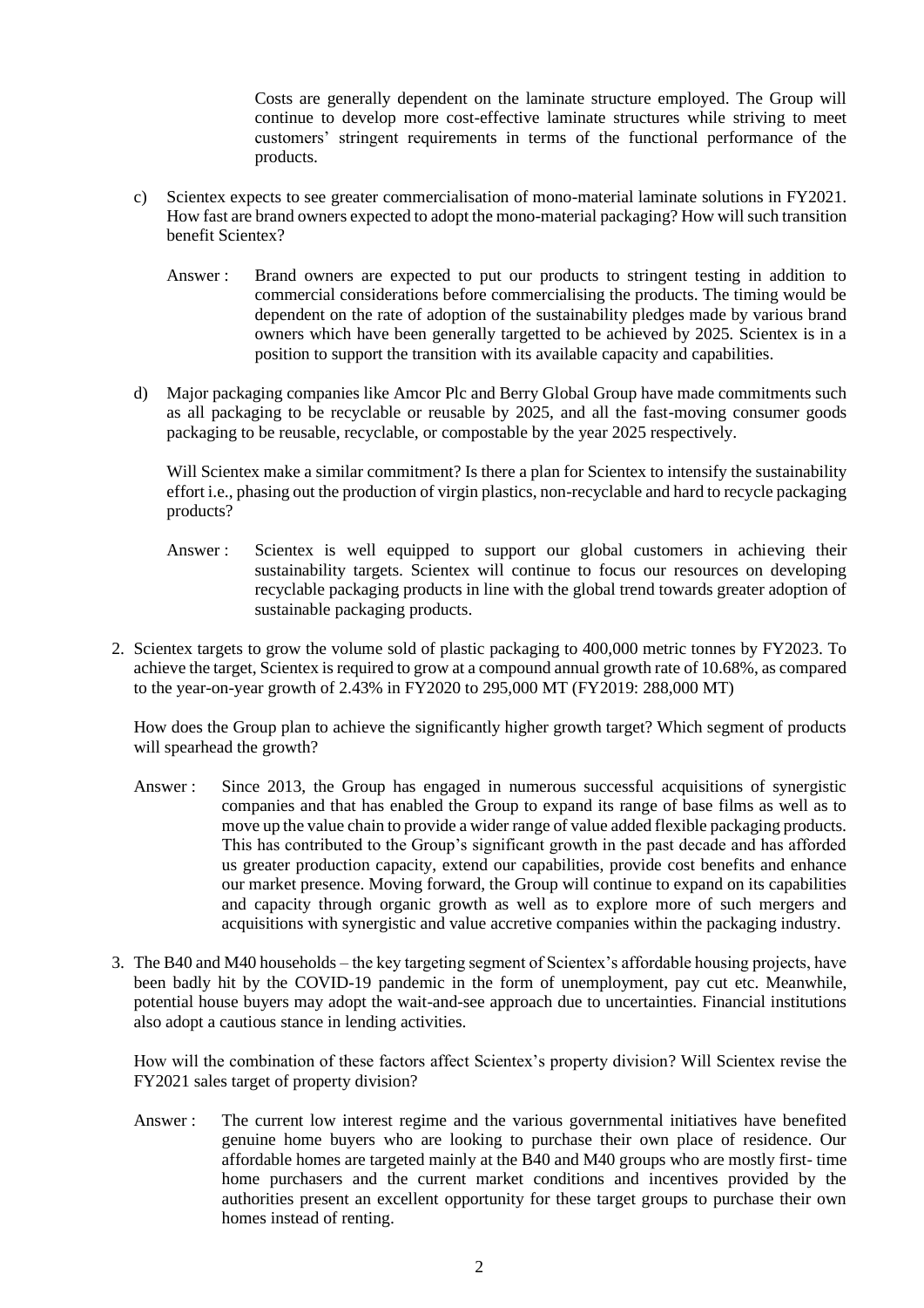Costs are generally dependent on the laminate structure employed. The Group will continue to develop more cost-effective laminate structures while striving to meet customers' stringent requirements in terms of the functional performance of the products.

c) Scientex expects to see greater commercialisation of mono-material laminate solutions in FY2021. How fast are brand owners expected to adopt the mono-material packaging? How will such transition benefit Scientex?

Answer : Brand owners are expected to put our products to stringent testing in addition to commercial considerations before commercialising the products. The timing would be dependent on the rate of adoption of the sustainability pledges made by various brand owners which have been generally targetted to be achieved by 2025. Scientex is in a position to support the transition with its available capacity and capabilities.

d) Major packaging companies like Amcor Plc and Berry Global Group have made commitments such as all packaging to be recyclable or reusable by 2025, and all the fast-moving consumer goods packaging to be reusable, recyclable, or compostable by the year 2025 respectively.

Will Scientex make a similar commitment? Is there a plan for Scientex to intensify the sustainability effort i.e., phasing out the production of virgin plastics, non-recyclable and hard to recycle packaging products?

Answer : Scientex is well equipped to support our global customers in achieving their sustainability targets. Scientex will continue to focus our resources on developing recyclable packaging products in line with the global trend towards greater adoption of sustainable packaging products.

2. Scientex targets to grow the volume sold of plastic packaging to 400,000 metric tonnes by FY2023. To achieve the target, Scientex is required to grow at a compound annual growth rate of 10.68%, as compared to the year-on-year growth of 2.43% in FY2020 to 295,000 MT (FY2019: 288,000 MT)

How does the Group plan to achieve the significantly higher growth target? Which segment of products will spearhead the growth?

Answer : Since 2013, the Group has engaged in numerous successful acquisitions of synergistic companies and that has enabled the Group to expand its range of base films as well as to move up the value chain to provide a wider range of value added flexible packaging products. This has contributed to the Group's significant growth in the past decade and has afforded us greater production capacity, extend our capabilities, provide cost benefits and enhance our market presence. Moving forward, the Group will continue to expand on its capabilities and capacity through organic growth as well as to explore more of such mergers and acquisitions with synergistic and value accretive companies within the packaging industry.

3. The B40 and M40 households – the key targeting segment of Scientex's affordable housing projects, have been badly hit by the COVID-19 pandemic in the form of unemployment, pay cut etc. Meanwhile, potential house buyers may adopt the wait-and-see approach due to uncertainties. Financial institutions also adopt a cautious stance in lending activities.

How will the combination of these factors affect Scientex's property division? Will Scientex revise the FY2021 sales target of property division?

Answer : The current low interest regime and the various governmental initiatives have benefited genuine home buyers who are looking to purchase their own place of residence. Our affordable homes are targeted mainly at the B40 and M40 groups who are mostly first- time home purchasers and the current market conditions and incentives provided by the authorities present an excellent opportunity for these target groups to purchase their own homes instead of renting.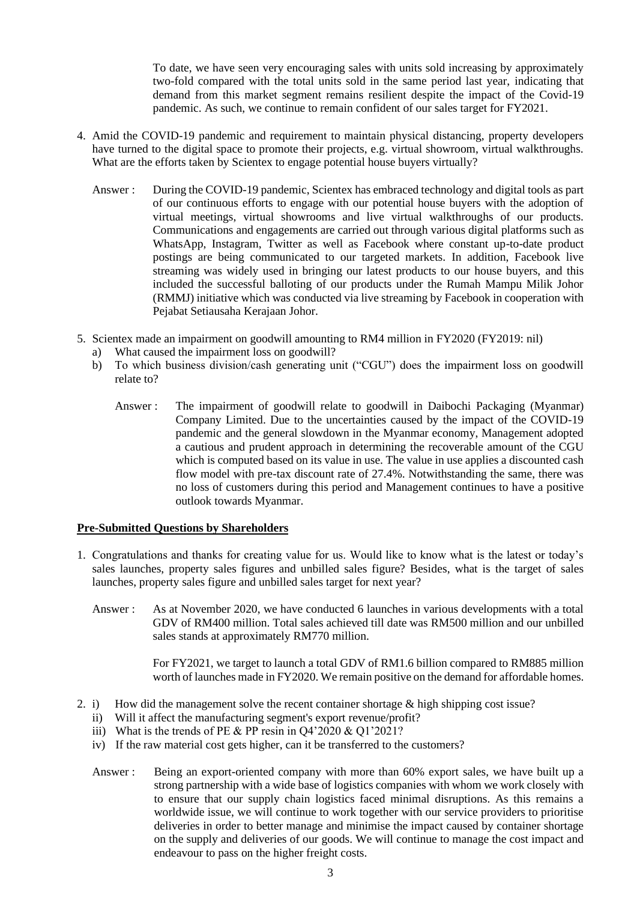To date, we have seen very encouraging sales with units sold increasing by approximately two-fold compared with the total units sold in the same period last year, indicating that demand from this market segment remains resilient despite the impact of the Covid-19 pandemic. As such, we continue to remain confident of our sales target for FY2021.

4. Amid the COVID-19 pandemic and requirement to maintain physical distancing, property developers have turned to the digital space to promote their projects, e.g. virtual showroom, virtual walkthroughs. What are the efforts taken by Scientex to engage potential house buyers virtually?

   Answer : During the COVID-19 pandemic, Scientex has embraced technology and digital tools as part of our continuous efforts to engage with our potential house buyers with the adoption of virtual meetings, virtual showrooms and live virtual walkthroughs of our products. Communications and engagements are carried out through various digital platforms such as WhatsApp, Instagram, Twitter as well as Facebook where constant up-to-date product postings are being communicated to our targeted markets. In addition, Facebook live streaming was widely used in bringing our latest products to our house buyers, and this included the successful balloting of our products under the Rumah Mampu Milik Johor (RMMJ) initiative which was conducted via live streaming by Facebook in cooperation with Pejabat Setiausaha Kerajaan Johor.

5. Scientex made an impairment on goodwill amounting to RM4 million in FY2020 (FY2019: nil)
   a) What caused the impairment loss on goodwill?
   b) To which business division/cash generating unit ("CGU") does the impairment loss on goodwill relate to?

   Answer : The impairment of goodwill relate to goodwill in Daibochi Packaging (Myanmar) Company Limited. Due to the uncertainties caused by the impact of the COVID-19 pandemic and the general slowdown in the Myanmar economy, Management adopted a cautious and prudent approach in determining the recoverable amount of the CGU which is computed based on its value in use. The value in use applies a discounted cash flow model with pre-tax discount rate of 27.4%. Notwithstanding the same, there was no loss of customers during this period and Management continues to have a positive outlook towards Myanmar.

**Pre-Submitted Questions by Shareholders**

1. Congratulations and thanks for creating value for us. Would like to know what is the latest or today's sales launches, property sales figures and unbilled sales figure? Besides, what is the target of sales launches, property sales figure and unbilled sales target for next year?

   Answer : As at November 2020, we have conducted 6 launches in various developments with a total GDV of RM400 million. Total sales achieved till date was RM500 million and our unbilled sales stands at approximately RM770 million.

   For FY2021, we target to launch a total GDV of RM1.6 billion compared to RM885 million worth of launches made in FY2020. We remain positive on the demand for affordable homes.

2. i) How did the management solve the recent container shortage & high shipping cost issue?
   ii) Will it affect the manufacturing segment's export revenue/profit?
   iii) What is the trends of PE & PP resin in Q4'2020 & Q1'2021?
   iv) If the raw material cost gets higher, can it be transferred to the customers?

   Answer : Being an export-oriented company with more than 60% export sales, we have built up a strong partnership with a wide base of logistics companies with whom we work closely with to ensure that our supply chain logistics faced minimal disruptions. As this remains a worldwide issue, we will continue to work together with our service providers to prioritise deliveries in order to better manage and minimise the impact caused by container shortage on the supply and deliveries of our goods. We will continue to manage the cost impact and endeavour to pass on the higher freight costs.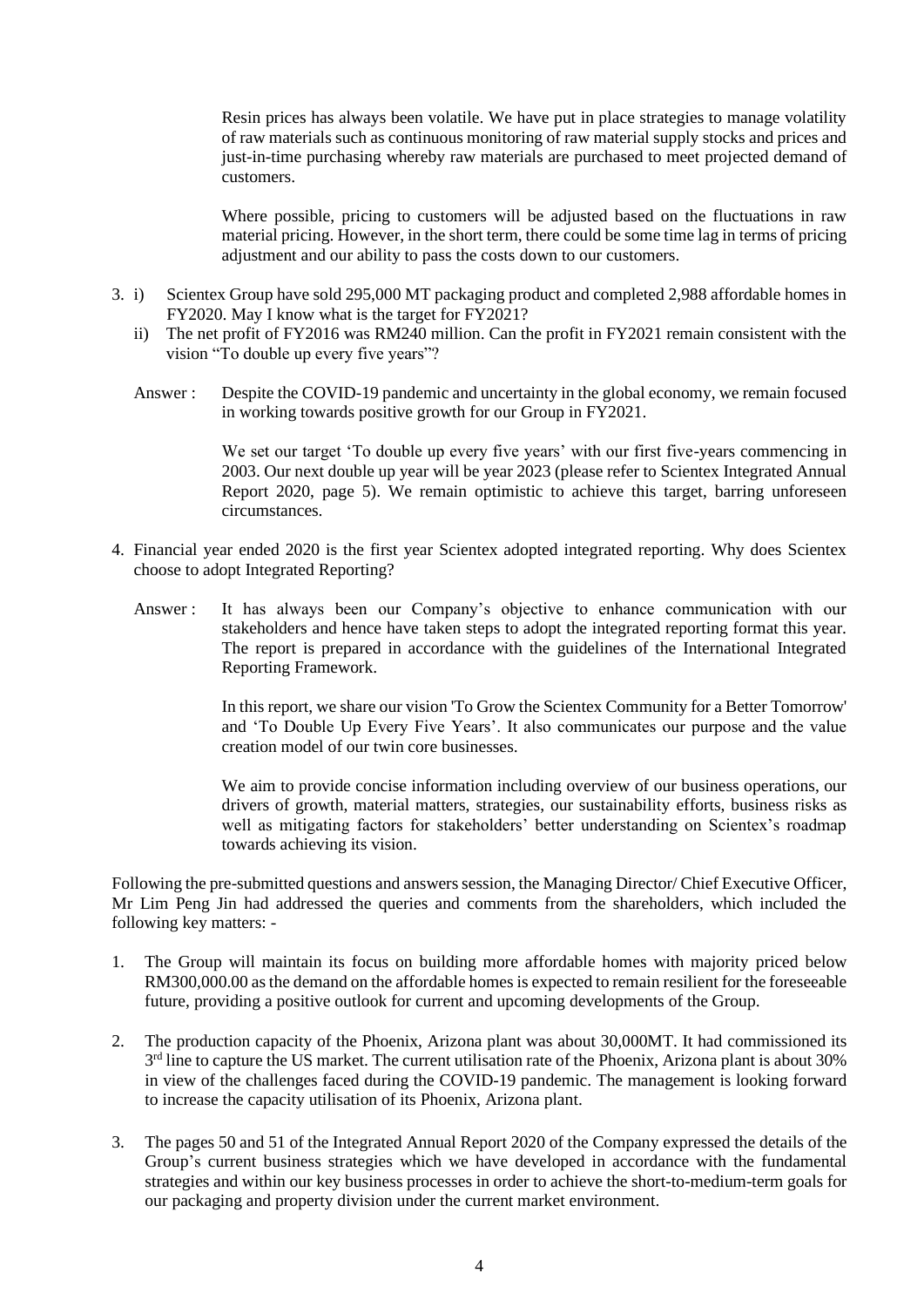Resin prices has always been volatile. We have put in place strategies to manage volatility of raw materials such as continuous monitoring of raw material supply stocks and prices and just-in-time purchasing whereby raw materials are purchased to meet projected demand of customers.

Where possible, pricing to customers will be adjusted based on the fluctuations in raw material pricing. However, in the short term, there could be some time lag in terms of pricing adjustment and our ability to pass the costs down to our customers.

3. i) Scientex Group have sold 295,000 MT packaging product and completed 2,988 affordable homes in FY2020. May I know what is the target for FY2021?

   ii) The net profit of FY2016 was RM240 million. Can the profit in FY2021 remain consistent with the vision "To double up every five years"?

   Answer : Despite the COVID-19 pandemic and uncertainty in the global economy, we remain focused in working towards positive growth for our Group in FY2021.

   We set our target 'To double up every five years' with our first five-years commencing in 2003. Our next double up year will be year 2023 (please refer to Scientex Integrated Annual Report 2020, page 5). We remain optimistic to achieve this target, barring unforeseen circumstances.

4. Financial year ended 2020 is the first year Scientex adopted integrated reporting. Why does Scientex choose to adopt Integrated Reporting?

   Answer : It has always been our Company's objective to enhance communication with our stakeholders and hence have taken steps to adopt the integrated reporting format this year. The report is prepared in accordance with the guidelines of the International Integrated Reporting Framework.

   In this report, we share our vision 'To Grow the Scientex Community for a Better Tomorrow' and 'To Double Up Every Five Years'. It also communicates our purpose and the value creation model of our twin core businesses.

   We aim to provide concise information including overview of our business operations, our drivers of growth, material matters, strategies, our sustainability efforts, business risks as well as mitigating factors for stakeholders' better understanding on Scientex's roadmap towards achieving its vision.

Following the pre-submitted questions and answers session, the Managing Director/ Chief Executive Officer, Mr Lim Peng Jin had addressed the queries and comments from the shareholders, which included the following key matters: -

1. The Group will maintain its focus on building more affordable homes with majority priced below RM300,000.00 as the demand on the affordable homes is expected to remain resilient for the foreseeable future, providing a positive outlook for current and upcoming developments of the Group.

2. The production capacity of the Phoenix, Arizona plant was about 30,000MT. It had commissioned its 3rd line to capture the US market. The current utilisation rate of the Phoenix, Arizona plant is about 30% in view of the challenges faced during the COVID-19 pandemic. The management is looking forward to increase the capacity utilisation of its Phoenix, Arizona plant.

3. The pages 50 and 51 of the Integrated Annual Report 2020 of the Company expressed the details of the Group's current business strategies which we have developed in accordance with the fundamental strategies and within our key business processes in order to achieve the short-to-medium-term goals for our packaging and property division under the current market environment.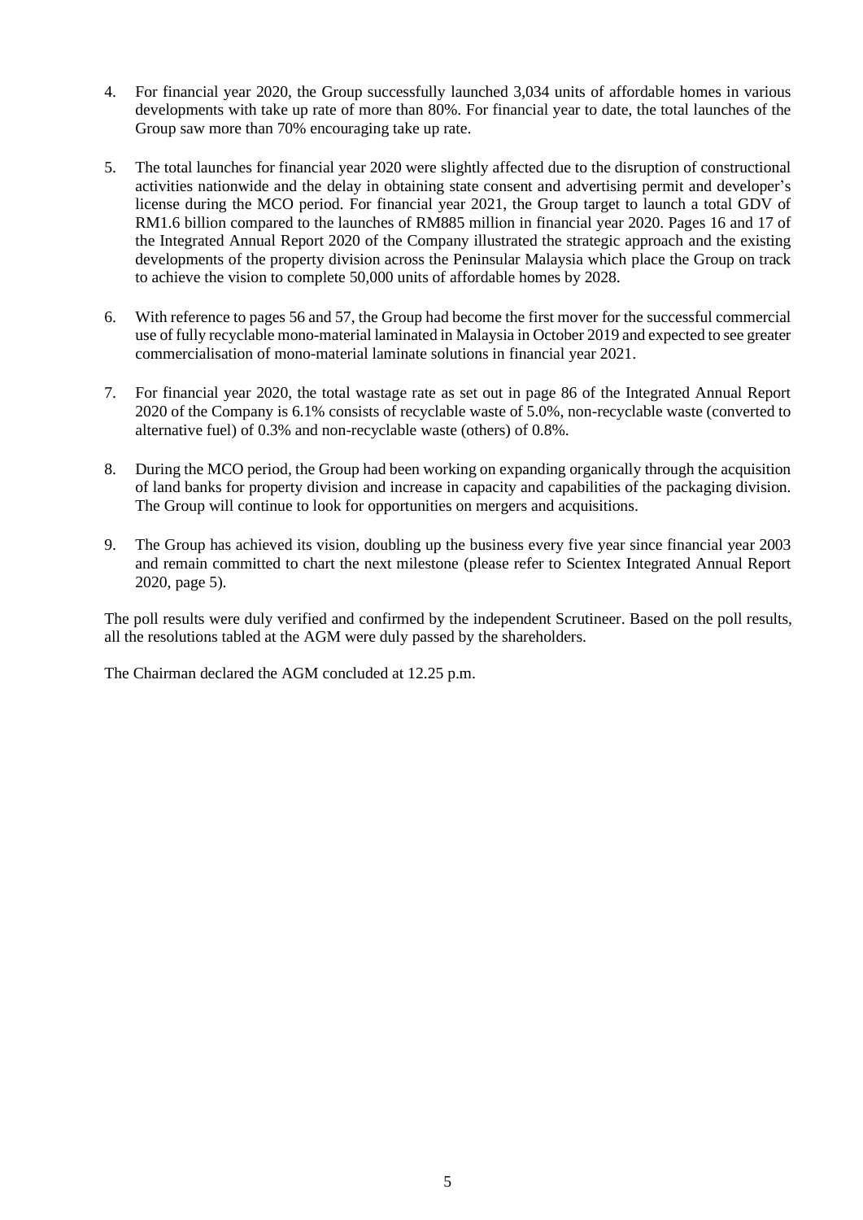4. For financial year 2020, the Group successfully launched 3,034 units of affordable homes in various developments with take up rate of more than 80%. For financial year to date, the total launches of the Group saw more than 70% encouraging take up rate.

5. The total launches for financial year 2020 were slightly affected due to the disruption of constructional activities nationwide and the delay in obtaining state consent and advertising permit and developer's license during the MCO period. For financial year 2021, the Group target to launch a total GDV of RM1.6 billion compared to the launches of RM885 million in financial year 2020. Pages 16 and 17 of the Integrated Annual Report 2020 of the Company illustrated the strategic approach and the existing developments of the property division across the Peninsular Malaysia which place the Group on track to achieve the vision to complete 50,000 units of affordable homes by 2028.

6. With reference to pages 56 and 57, the Group had become the first mover for the successful commercial use of fully recyclable mono-material laminated in Malaysia in October 2019 and expected to see greater commercialisation of mono-material laminate solutions in financial year 2021.

7. For financial year 2020, the total wastage rate as set out in page 86 of the Integrated Annual Report 2020 of the Company is 6.1% consists of recyclable waste of 5.0%, non-recyclable waste (converted to alternative fuel) of 0.3% and non-recyclable waste (others) of 0.8%.

8. During the MCO period, the Group had been working on expanding organically through the acquisition of land banks for property division and increase in capacity and capabilities of the packaging division. The Group will continue to look for opportunities on mergers and acquisitions.

9. The Group has achieved its vision, doubling up the business every five year since financial year 2003 and remain committed to chart the next milestone (please refer to Scientex Integrated Annual Report 2020, page 5).

The poll results were duly verified and confirmed by the independent Scrutineer. Based on the poll results, all the resolutions tabled at the AGM were duly passed by the shareholders.

The Chairman declared the AGM concluded at 12.25 p.m.